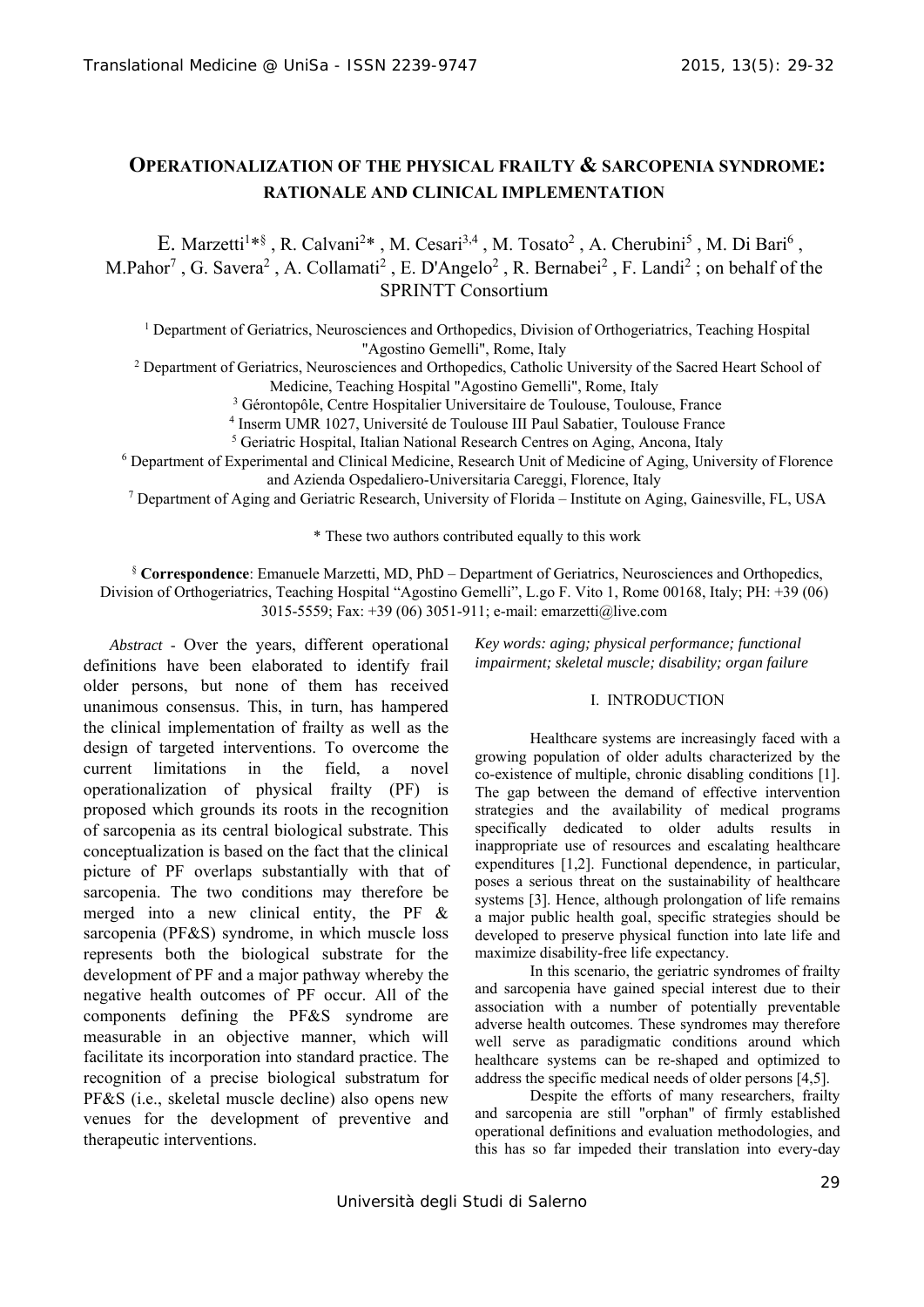# OPERATIONALIZATION OF THE PHYSICAL FRAILTY & SARCOPENIA SYNDROME: RATIONALE AND CLINICAL IMPLEMENTATION

E. Marzetti[1]*§ , R. Calvani[2]* , M. Cesari[3,4] , M. Tosato[2] , A. Cherubini[5] , M. Di Bari[6] , M.Pahor[7] , G. Savera[2] , A. Collamati[2] , E. D'Angelo[2] , R. Bernabei[2] , F. Landi[2] ; on behalf of the SPRINTT Consortium

[1] Department of Geriatrics, Neurosciences and Orthopedics, Division of Orthogeriatrics, Teaching Hospital "Agostino Gemelli", Rome, Italy
[2] Department of Geriatrics, Neurosciences and Orthopedics, Catholic University of the Sacred Heart School of Medicine, Teaching Hospital "Agostino Gemelli", Rome, Italy
[3] Gérontopôle, Centre Hospitalier Universitaire de Toulouse, Toulouse, France
[4] Inserm UMR 1027, Université de Toulouse III Paul Sabatier, Toulouse France
[5] Geriatric Hospital, Italian National Research Centres on Aging, Ancona, Italy
[6] Department of Experimental and Clinical Medicine, Research Unit of Medicine of Aging, University of Florence and Azienda Ospedaliero-Universitaria Careggi, Florence, Italy
[7] Department of Aging and Geriatric Research, University of Florida – Institute on Aging, Gainesville, FL, USA

\* These two authors contributed equally to this work

§ **Correspondence**: Emanuele Marzetti, MD, PhD – Department of Geriatrics, Neurosciences and Orthopedics, Division of Orthogeriatrics, Teaching Hospital "Agostino Gemelli", L.go F. Vito 1, Rome 00168, Italy; PH: +39 (06) 3015-5559; Fax: +39 (06) 3051-911; e-mail: emarzetti@live.com

*Abstract* - Over the years, different operational definitions have been elaborated to identify frail older persons, but none of them has received unanimous consensus. This, in turn, has hampered the clinical implementation of frailty as well as the design of targeted interventions. To overcome the current limitations in the field, a novel operationalization of physical frailty (PF) is proposed which grounds its roots in the recognition of sarcopenia as its central biological substrate. This conceptualization is based on the fact that the clinical picture of PF overlaps substantially with that of sarcopenia. The two conditions may therefore be merged into a new clinical entity, the PF & sarcopenia (PF&S) syndrome, in which muscle loss represents both the biological substrate for the development of PF and a major pathway whereby the negative health outcomes of PF occur. All of the components defining the PF&S syndrome are measurable in an objective manner, which will facilitate its incorporation into standard practice. The recognition of a precise biological substratum for PF&S (i.e., skeletal muscle decline) also opens new venues for the development of preventive and therapeutic interventions.

*Key words: aging; physical performance; functional impairment; skeletal muscle; disability; organ failure*

## I. INTRODUCTION

Healthcare systems are increasingly faced with a growing population of older adults characterized by the co-existence of multiple, chronic disabling conditions [1]. The gap between the demand of effective intervention strategies and the availability of medical programs specifically dedicated to older adults results in inappropriate use of resources and escalating healthcare expenditures [1,2]. Functional dependence, in particular, poses a serious threat on the sustainability of healthcare systems [3]. Hence, although prolongation of life remains a major public health goal, specific strategies should be developed to preserve physical function into late life and maximize disability-free life expectancy.

In this scenario, the geriatric syndromes of frailty and sarcopenia have gained special interest due to their association with a number of potentially preventable adverse health outcomes. These syndromes may therefore well serve as paradigmatic conditions around which healthcare systems can be re-shaped and optimized to address the specific medical needs of older persons [4,5].

Despite the efforts of many researchers, frailty and sarcopenia are still "orphan" of firmly established operational definitions and evaluation methodologies, and this has so far impeded their translation into every-day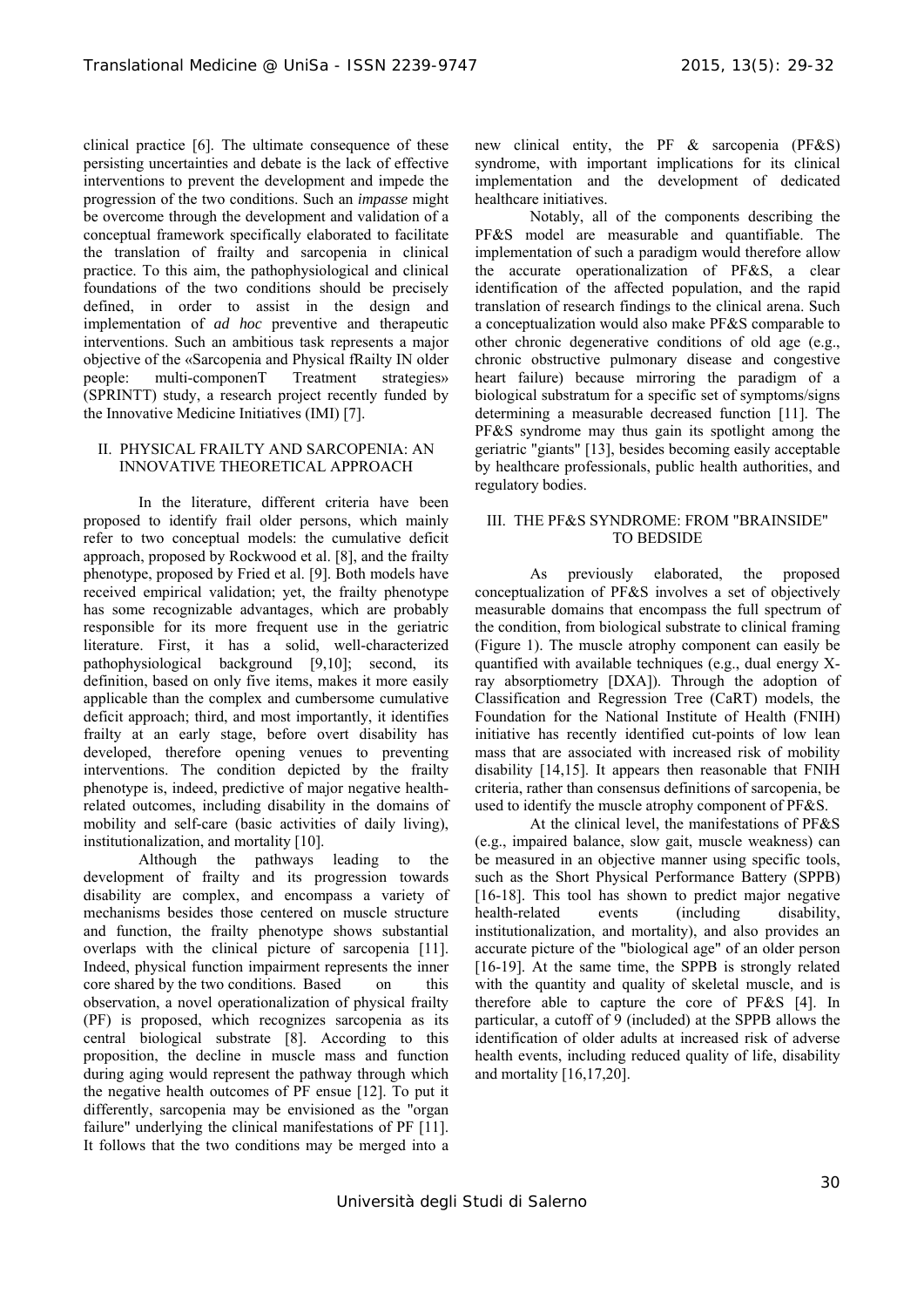clinical practice [6]. The ultimate consequence of these persisting uncertainties and debate is the lack of effective interventions to prevent the development and impede the progression of the two conditions. Such an *impasse* might be overcome through the development and validation of a conceptual framework specifically elaborated to facilitate the translation of frailty and sarcopenia in clinical practice. To this aim, the pathophysiological and clinical foundations of the two conditions should be precisely defined, in order to assist in the design and implementation of *ad hoc* preventive and therapeutic interventions. Such an ambitious task represents a major objective of the «Sarcopenia and Physical fRailty IN older people: multi-componenT Treatment strategies» (SPRINTT) study, a research project recently funded by the Innovative Medicine Initiatives (IMI) [7].

## II. PHYSICAL FRAILTY AND SARCOPENIA: AN INNOVATIVE THEORETICAL APPROACH

In the literature, different criteria have been proposed to identify frail older persons, which mainly refer to two conceptual models: the cumulative deficit approach, proposed by Rockwood et al. [8], and the frailty phenotype, proposed by Fried et al. [9]. Both models have received empirical validation; yet, the frailty phenotype has some recognizable advantages, which are probably responsible for its more frequent use in the geriatric literature. First, it has a solid, well-characterized pathophysiological background [9,10]; second, its definition, based on only five items, makes it more easily applicable than the complex and cumbersome cumulative deficit approach; third, and most importantly, it identifies frailty at an early stage, before overt disability has developed, therefore opening venues to preventing interventions. The condition depicted by the frailty phenotype is, indeed, predictive of major negative health-related outcomes, including disability in the domains of mobility and self-care (basic activities of daily living), institutionalization, and mortality [10].

Although the pathways leading to the development of frailty and its progression towards disability are complex, and encompass a variety of mechanisms besides those centered on muscle structure and function, the frailty phenotype shows substantial overlaps with the clinical picture of sarcopenia [11]. Indeed, physical function impairment represents the inner core shared by the two conditions. Based on this observation, a novel operationalization of physical frailty (PF) is proposed, which recognizes sarcopenia as its central biological substrate [8]. According to this proposition, the decline in muscle mass and function during aging would represent the pathway through which the negative health outcomes of PF ensue [12]. To put it differently, sarcopenia may be envisioned as the "organ failure" underlying the clinical manifestations of PF [11]. It follows that the two conditions may be merged into a new clinical entity, the PF & sarcopenia (PF&S) syndrome, with important implications for its clinical implementation and the development of dedicated healthcare initiatives.

Notably, all of the components describing the PF&S model are measurable and quantifiable. The implementation of such a paradigm would therefore allow the accurate operationalization of PF&S, a clear identification of the affected population, and the rapid translation of research findings to the clinical arena. Such a conceptualization would also make PF&S comparable to other chronic degenerative conditions of old age (e.g., chronic obstructive pulmonary disease and congestive heart failure) because mirroring the paradigm of a biological substratum for a specific set of symptoms/signs determining a measurable decreased function [11]. The PF&S syndrome may thus gain its spotlight among the geriatric "giants" [13], besides becoming easily acceptable by healthcare professionals, public health authorities, and regulatory bodies.

## III. THE PF&S SYNDROME: FROM "BRAINSIDE" TO BEDSIDE

As previously elaborated, the proposed conceptualization of PF&S involves a set of objectively measurable domains that encompass the full spectrum of the condition, from biological substrate to clinical framing (Figure 1). The muscle atrophy component can easily be quantified with available techniques (e.g., dual energy X-ray absorptiometry [DXA]). Through the adoption of Classification and Regression Tree (CaRT) models, the Foundation for the National Institute of Health (FNIH) initiative has recently identified cut-points of low lean mass that are associated with increased risk of mobility disability [14,15]. It appears then reasonable that FNIH criteria, rather than consensus definitions of sarcopenia, be used to identify the muscle atrophy component of PF&S.

At the clinical level, the manifestations of PF&S (e.g., impaired balance, slow gait, muscle weakness) can be measured in an objective manner using specific tools, such as the Short Physical Performance Battery (SPPB) [16-18]. This tool has shown to predict major negative health-related events (including disability, institutionalization, and mortality), and also provides an accurate picture of the "biological age" of an older person [16-19]. At the same time, the SPPB is strongly related with the quantity and quality of skeletal muscle, and is therefore able to capture the core of PF&S [4]. In particular, a cutoff of 9 (included) at the SPPB allows the identification of older adults at increased risk of adverse health events, including reduced quality of life, disability and mortality [16,17,20].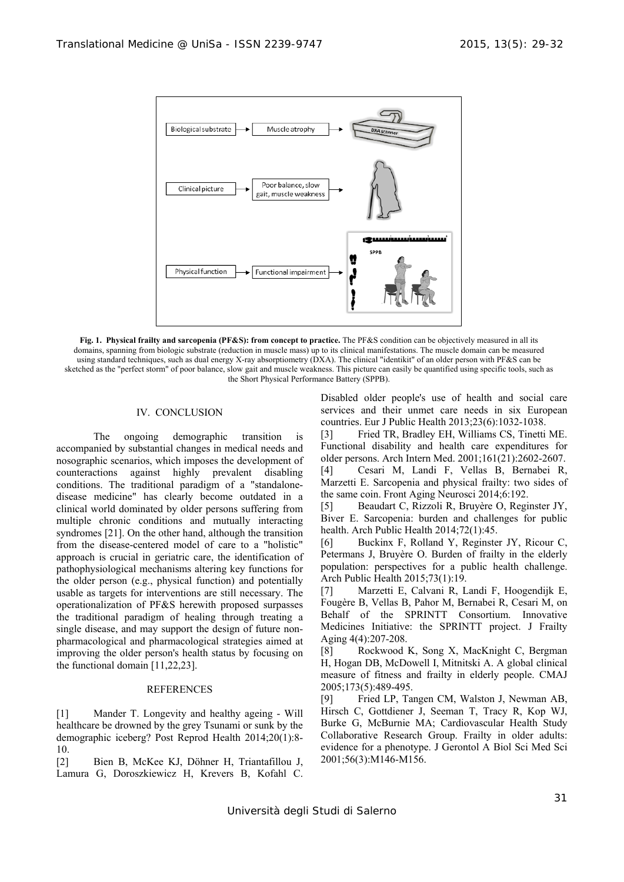Fig. 1. **Physical frailty and sarcopenia (PF&S): from concept to practice.** The PF&S condition can be objectively measured in all its domains, spanning from biologic substrate (reduction in muscle mass) up to its clinical manifestations. The muscle domain can be measured using standard techniques, such as dual energy X-ray absorptiometry (DXA). The clinical "identikit" of an older person with PF&S can be sketched as the "perfect storm" of poor balance, slow gait and muscle weakness. This picture can easily be quantified using specific tools, such as the Short Physical Performance Battery (SPPB).

## IV. CONCLUSION

The ongoing demographic transition is accompanied by substantial changes in medical needs and nosographic scenarios, which imposes the development of counteractions against highly prevalent disabling conditions. The traditional paradigm of a "standalone-disease medicine" has clearly become outdated in a clinical world dominated by older persons suffering from multiple chronic conditions and mutually interacting syndromes [21]. On the other hand, although the transition from the disease-centered model of care to a "holistic" approach is crucial in geriatric care, the identification of pathophysiological mechanisms altering key functions for the older person (e.g., physical function) and potentially usable as targets for interventions are still necessary. The operationalization of PF&S herewith proposed surpasses the traditional paradigm of healing through treating a single disease, and may support the design of future non-pharmacological and pharmacological strategies aimed at improving the older person's health status by focusing on the functional domain [11,22,23].

## REFERENCES

[1] Mander T. Longevity and healthy ageing - Will healthcare be drowned by the grey Tsunami or sunk by the demographic iceberg? Post Reprod Health 2014;20(1):8-10.

[2] Bien B, McKee KJ, Döhner H, Triantafillou J, Lamura G, Doroszkiewicz H, Krevers B, Kofahl C. Disabled older people's use of health and social care services and their unmet care needs in six European countries. Eur J Public Health 2013;23(6):1032-1038.

[3] Fried TR, Bradley EH, Williams CS, Tinetti ME. Functional disability and health care expenditures for older persons. Arch Intern Med. 2001;161(21):2602-2607.

[4] Cesari M, Landi F, Vellas B, Bernabei R, Marzetti E. Sarcopenia and physical frailty: two sides of the same coin. Front Aging Neurosci 2014;6:192.

[5] Beaudart C, Rizzoli R, Bruyère O, Reginster JY, Biver E. Sarcopenia: burden and challenges for public health. Arch Public Health 2014;72(1):45.

[6] Buckinx F, Rolland Y, Reginster JY, Ricour C, Petermans J, Bruyère O. Burden of frailty in the elderly population: perspectives for a public health challenge. Arch Public Health 2015;73(1):19.

[7] Marzetti E, Calvani R, Landi F, Hoogendijk E, Fougère B, Vellas B, Pahor M, Bernabei R, Cesari M, on Behalf of the SPRINTT Consortium. Innovative Medicines Initiative: the SPRINTT project. J Frailty Aging 4(4):207-208.

[8] Rockwood K, Song X, MacKnight C, Bergman H, Hogan DB, McDowell I, Mitnitski A. A global clinical measure of fitness and frailty in elderly people. CMAJ 2005;173(5):489-495.

[9] Fried LP, Tangen CM, Walston J, Newman AB, Hirsch C, Gottdiener J, Seeman T, Tracy R, Kop WJ, Burke G, McBurnie MA; Cardiovascular Health Study Collaborative Research Group. Frailty in older adults: evidence for a phenotype. J Gerontol A Biol Sci Med Sci 2001;56(3):M146-M156.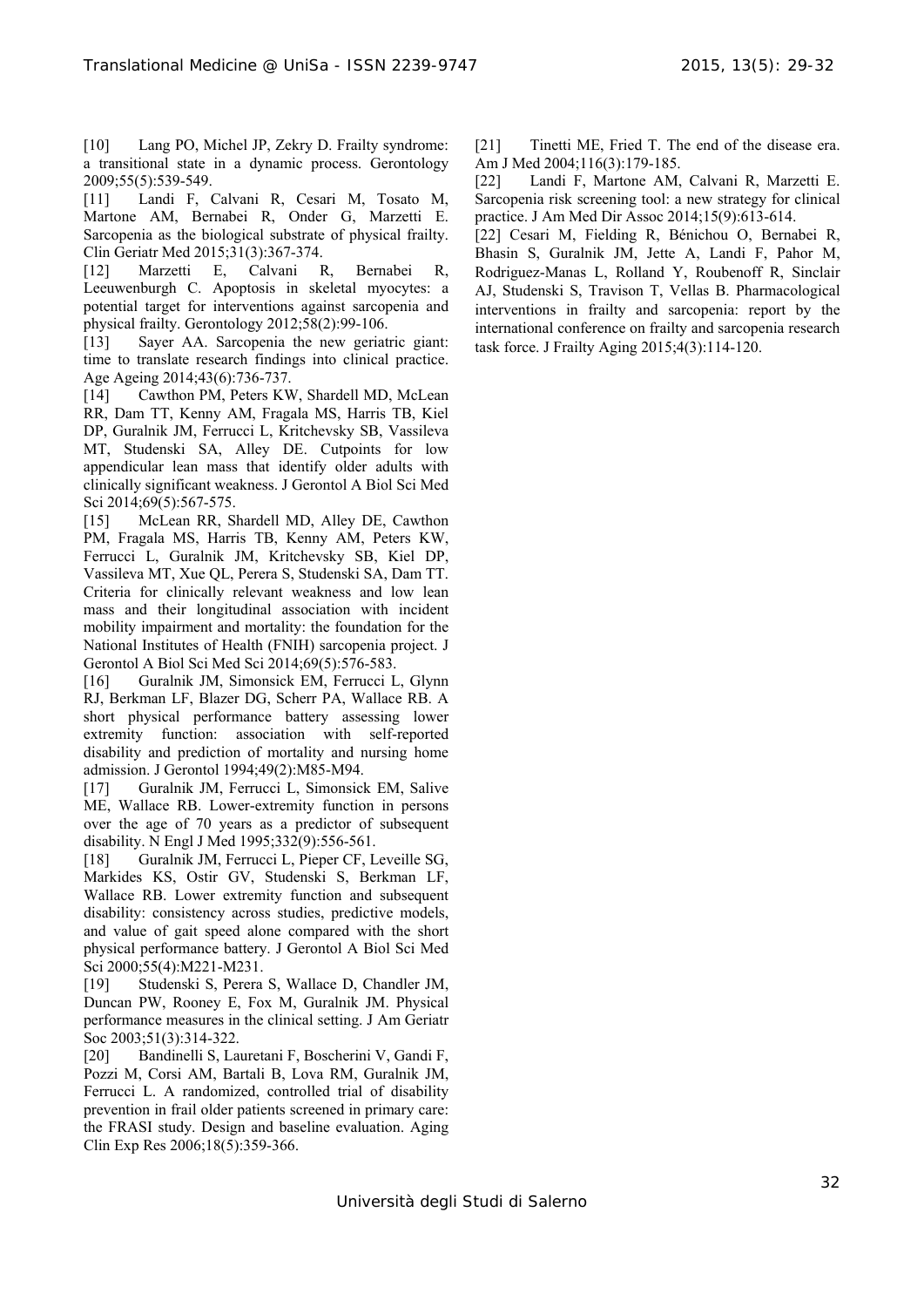[10] Lang PO, Michel JP, Zekry D. Frailty syndrome: a transitional state in a dynamic process. Gerontology 2009;55(5):539-549.

[11] Landi F, Calvani R, Cesari M, Tosato M, Martone AM, Bernabei R, Onder G, Marzetti E. Sarcopenia as the biological substrate of physical frailty. Clin Geriatr Med 2015;31(3):367-374.

[12] Marzetti E, Calvani R, Bernabei R, Leeuwenburgh C. Apoptosis in skeletal myocytes: a potential target for interventions against sarcopenia and physical frailty. Gerontology 2012;58(2):99-106.

[13] Sayer AA. Sarcopenia the new geriatric giant: time to translate research findings into clinical practice. Age Ageing 2014;43(6):736-737.

[14] Cawthon PM, Peters KW, Shardell MD, McLean RR, Dam TT, Kenny AM, Fragala MS, Harris TB, Kiel DP, Guralnik JM, Ferrucci L, Kritchevsky SB, Vassileva MT, Studenski SA, Alley DE. Cutpoints for low appendicular lean mass that identify older adults with clinically significant weakness. J Gerontol A Biol Sci Med Sci 2014;69(5):567-575.

[15] McLean RR, Shardell MD, Alley DE, Cawthon PM, Fragala MS, Harris TB, Kenny AM, Peters KW, Ferrucci L, Guralnik JM, Kritchevsky SB, Kiel DP, Vassileva MT, Xue QL, Perera S, Studenski SA, Dam TT. Criteria for clinically relevant weakness and low lean mass and their longitudinal association with incident mobility impairment and mortality: the foundation for the National Institutes of Health (FNIH) sarcopenia project. J Gerontol A Biol Sci Med Sci 2014;69(5):576-583.

[16] Guralnik JM, Simonsick EM, Ferrucci L, Glynn RJ, Berkman LF, Blazer DG, Scherr PA, Wallace RB. A short physical performance battery assessing lower extremity function: association with self-reported disability and prediction of mortality and nursing home admission. J Gerontol 1994;49(2):M85-M94.

[17] Guralnik JM, Ferrucci L, Simonsick EM, Salive ME, Wallace RB. Lower-extremity function in persons over the age of 70 years as a predictor of subsequent disability. N Engl J Med 1995;332(9):556-561.

[18] Guralnik JM, Ferrucci L, Pieper CF, Leveille SG, Markides KS, Ostir GV, Studenski S, Berkman LF, Wallace RB. Lower extremity function and subsequent disability: consistency across studies, predictive models, and value of gait speed alone compared with the short physical performance battery. J Gerontol A Biol Sci Med Sci 2000;55(4):M221-M231.

[19] Studenski S, Perera S, Wallace D, Chandler JM, Duncan PW, Rooney E, Fox M, Guralnik JM. Physical performance measures in the clinical setting. J Am Geriatr Soc 2003;51(3):314-322.

[20] Bandinelli S, Lauretani F, Boscherini V, Gandi F, Pozzi M, Corsi AM, Bartali B, Lova RM, Guralnik JM, Ferrucci L. A randomized, controlled trial of disability prevention in frail older patients screened in primary care: the FRASI study. Design and baseline evaluation. Aging Clin Exp Res 2006;18(5):359-366.

[21] Tinetti ME, Fried T. The end of the disease era. Am J Med 2004;116(3):179-185.

[22] Landi F, Martone AM, Calvani R, Marzetti E. Sarcopenia risk screening tool: a new strategy for clinical practice. J Am Med Dir Assoc 2014;15(9):613-614.

[22] Cesari M, Fielding R, Bénichou O, Bernabei R, Bhasin S, Guralnik JM, Jette A, Landi F, Pahor M, Rodriguez-Manas L, Rolland Y, Roubenoff R, Sinclair AJ, Studenski S, Travison T, Vellas B. Pharmacological interventions in frailty and sarcopenia: report by the international conference on frailty and sarcopenia research task force. J Frailty Aging 2015;4(3):114-120.